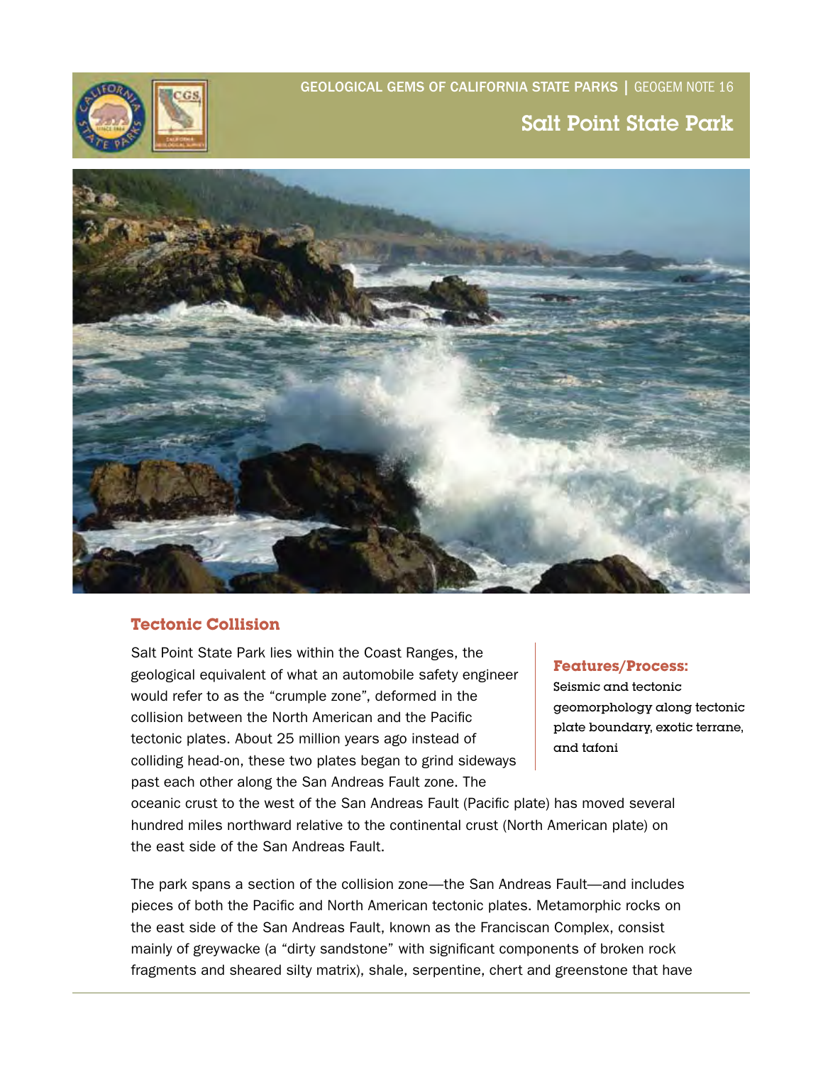GEOLOGICAL GEMS OF CALIFORNIA STATE PARKS | GEOGEM NOTE 16

# Salt Point State Park

## Tectonic Collision

Salt Point State Park lies within the Coast Ranges, the geological equivalent of what an automobile safety engineer would refer to as the "crumple zone", deformed in the collision between the North American and the Pacific tectonic plates. About 25 million years ago instead of colliding head-on, these two plates began to grind sideways past each other along the San Andreas Fault zone. The oceanic crust to the west of the San Andreas Fault (Pacific plate) has moved several hundred miles northward relative to the continental crust (North American plate) on the east side of the San Andreas Fault.

**Features/Process:**
Seismic and tectonic geomorphology along tectonic plate boundary, exotic terrane, and tafoni

The park spans a section of the collision zone—the San Andreas Fault—and includes pieces of both the Pacific and North American tectonic plates. Metamorphic rocks on the east side of the San Andreas Fault, known as the Franciscan Complex, consist mainly of greywacke (a "dirty sandstone" with significant components of broken rock fragments and sheared silty matrix), shale, serpentine, chert and greenstone that have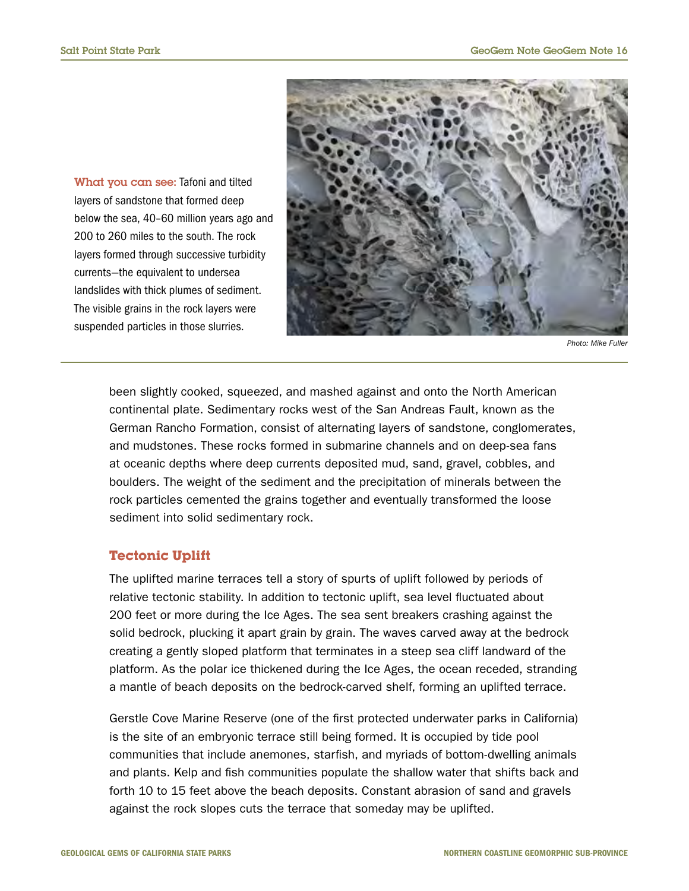**What you can see:** Tafoni and tilted layers of sandstone that formed deep below the sea, 40–60 million years ago and 200 to 260 miles to the south. The rock layers formed through successive turbidity currents—the equivalent to undersea landslides with thick plumes of sediment. The visible grains in the rock layers were suspended particles in those slurries.

*Photo: Mike Fuller*

been slightly cooked, squeezed, and mashed against and onto the North American continental plate. Sedimentary rocks west of the San Andreas Fault, known as the German Rancho Formation, consist of alternating layers of sandstone, conglomerates, and mudstones. These rocks formed in submarine channels and on deep-sea fans at oceanic depths where deep currents deposited mud, sand, gravel, cobbles, and boulders. The weight of the sediment and the precipitation of minerals between the rock particles cemented the grains together and eventually transformed the loose sediment into solid sedimentary rock.

## Tectonic Uplift

The uplifted marine terraces tell a story of spurts of uplift followed by periods of relative tectonic stability. In addition to tectonic uplift, sea level fluctuated about 200 feet or more during the Ice Ages. The sea sent breakers crashing against the solid bedrock, plucking it apart grain by grain. The waves carved away at the bedrock creating a gently sloped platform that terminates in a steep sea cliff landward of the platform. As the polar ice thickened during the Ice Ages, the ocean receded, stranding a mantle of beach deposits on the bedrock-carved shelf, forming an uplifted terrace.

Gerstle Cove Marine Reserve (one of the first protected underwater parks in California) is the site of an embryonic terrace still being formed. It is occupied by tide pool communities that include anemones, starfish, and myriads of bottom-dwelling animals and plants. Kelp and fish communities populate the shallow water that shifts back and forth 10 to 15 feet above the beach deposits. Constant abrasion of sand and gravels against the rock slopes cuts the terrace that someday may be uplifted.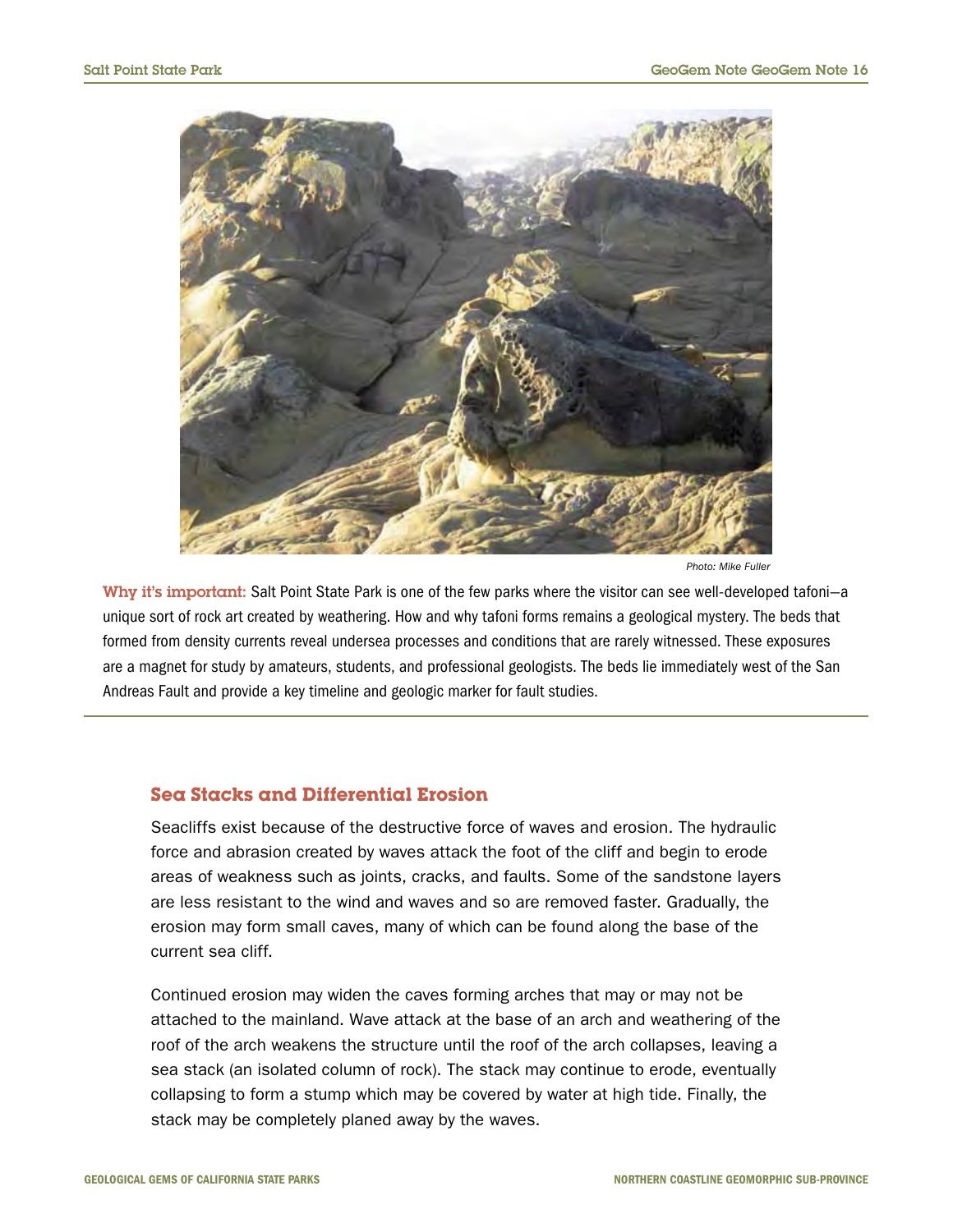Photo: Mike Fuller

**Why it's important:** Salt Point State Park is one of the few parks where the visitor can see well-developed tafoni—a unique sort of rock art created by weathering. How and why tafoni forms remains a geological mystery. The beds that formed from density currents reveal undersea processes and conditions that are rarely witnessed. These exposures are a magnet for study by amateurs, students, and professional geologists. The beds lie immediately west of the San Andreas Fault and provide a key timeline and geologic marker for fault studies.

## Sea Stacks and Differential Erosion

Seacliffs exist because of the destructive force of waves and erosion. The hydraulic force and abrasion created by waves attack the foot of the cliff and begin to erode areas of weakness such as joints, cracks, and faults. Some of the sandstone layers are less resistant to the wind and waves and so are removed faster. Gradually, the erosion may form small caves, many of which can be found along the base of the current sea cliff.

Continued erosion may widen the caves forming arches that may or may not be attached to the mainland. Wave attack at the base of an arch and weathering of the roof of the arch weakens the structure until the roof of the arch collapses, leaving a sea stack (an isolated column of rock). The stack may continue to erode, eventually collapsing to form a stump which may be covered by water at high tide. Finally, the stack may be completely planed away by the waves.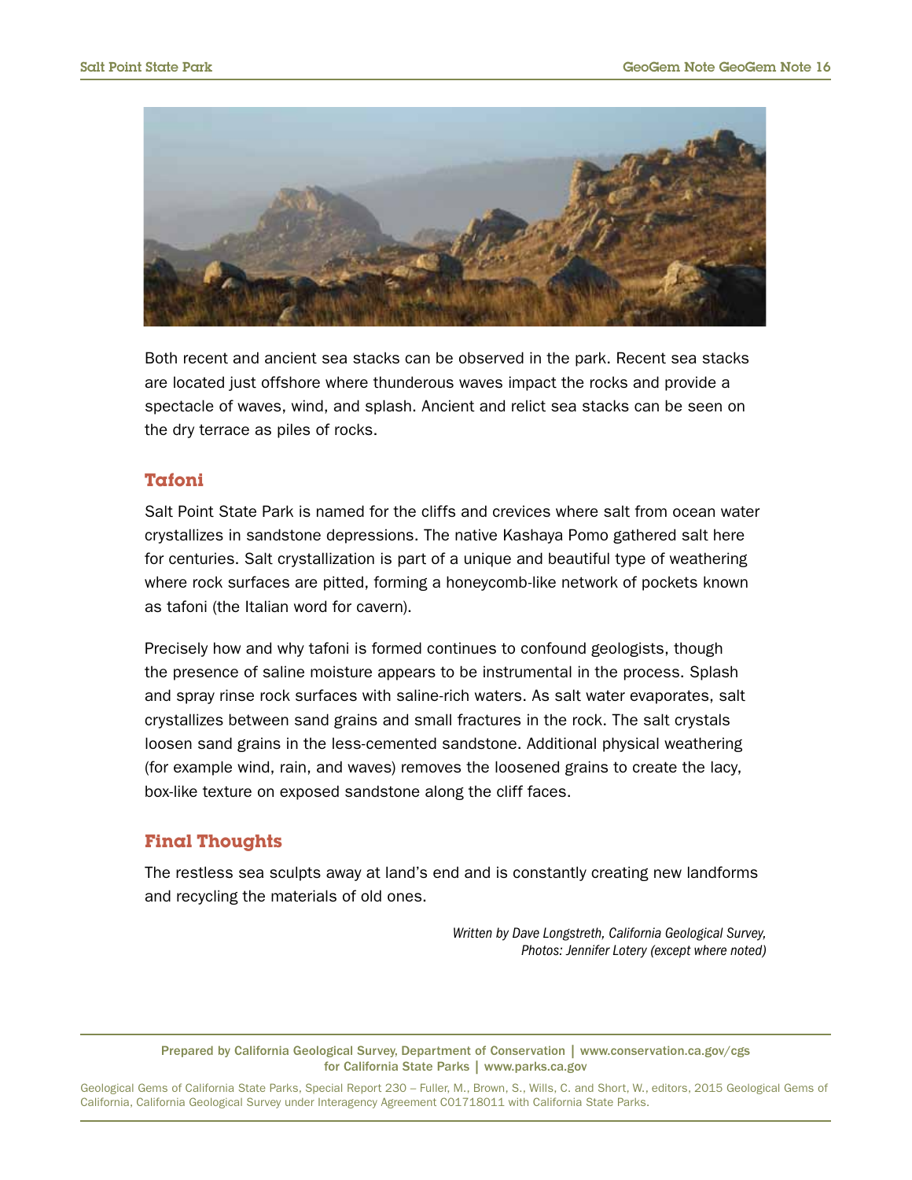Both recent and ancient sea stacks can be observed in the park. Recent sea stacks are located just offshore where thunderous waves impact the rocks and provide a spectacle of waves, wind, and splash. Ancient and relict sea stacks can be seen on the dry terrace as piles of rocks.

## Tafoni

Salt Point State Park is named for the cliffs and crevices where salt from ocean water crystallizes in sandstone depressions. The native Kashaya Pomo gathered salt here for centuries. Salt crystallization is part of a unique and beautiful type of weathering where rock surfaces are pitted, forming a honeycomb-like network of pockets known as tafoni (the Italian word for cavern).

Precisely how and why tafoni is formed continues to confound geologists, though the presence of saline moisture appears to be instrumental in the process. Splash and spray rinse rock surfaces with saline-rich waters. As salt water evaporates, salt crystallizes between sand grains and small fractures in the rock. The salt crystals loosen sand grains in the less-cemented sandstone. Additional physical weathering (for example wind, rain, and waves) removes the loosened grains to create the lacy, box-like texture on exposed sandstone along the cliff faces.

## Final Thoughts

The restless sea sculpts away at land's end and is constantly creating new landforms and recycling the materials of old ones.

*Written by Dave Longstreth, California Geological Survey,*
*Photos: Jennifer Lotery (except where noted)*

Prepared by California Geological Survey, Department of Conservation | www.conservation.ca.gov/cgs
for California State Parks | www.parks.ca.gov

Geological Gems of California State Parks, Special Report 230 – Fuller, M., Brown, S., Wills, C. and Short, W., editors, 2015 Geological Gems of California, California Geological Survey under Interagency Agreement C01718011 with California State Parks.